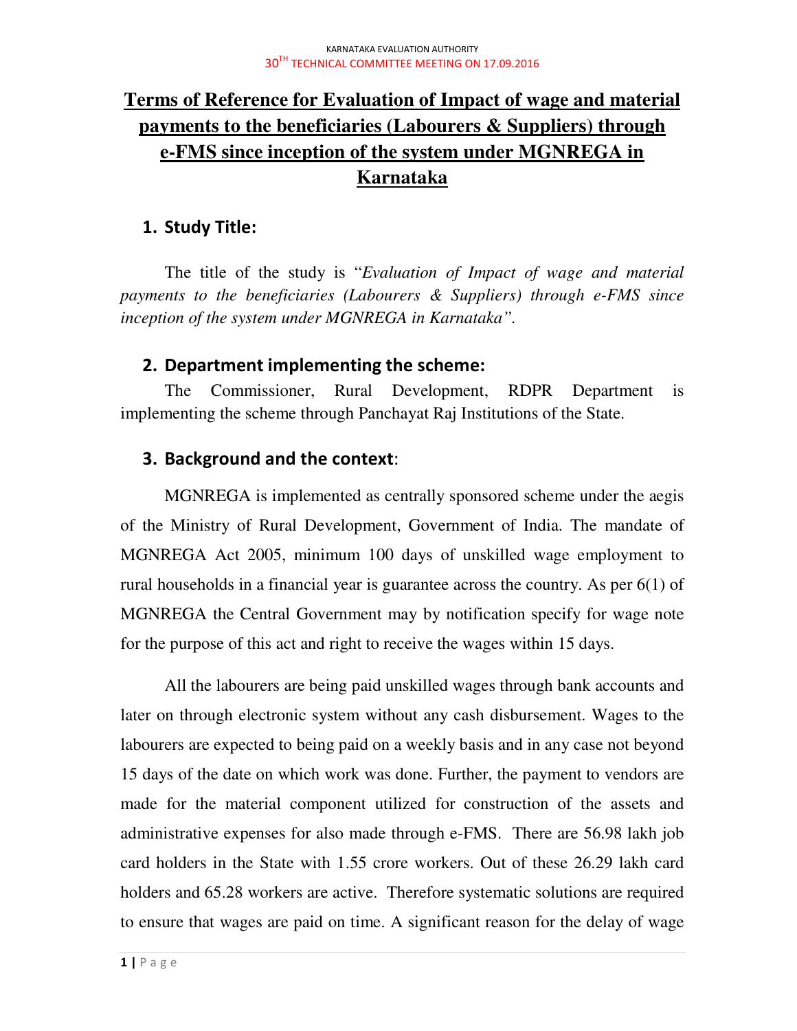# Terms of Reference for Evaluation of Impact of wage and material payments to the beneficiaries (Labourers & Suppliers) through e-FMS since inception of the system under MGNREGA in Karnataka

## 1. Study Title:

The title of the study is "*Evaluation of Impact of wage and material payments to the beneficiaries (Labourers & Suppliers) through e-FMS since inception of the system under MGNREGA in Karnataka*".

## 2. Department implementing the scheme:

The Commissioner, Rural Development, RDPR Department is implementing the scheme through Panchayat Raj Institutions of the State.

## 3. Background and the context:

MGNREGA is implemented as centrally sponsored scheme under the aegis of the Ministry of Rural Development, Government of India. The mandate of MGNREGA Act 2005, minimum 100 days of unskilled wage employment to rural households in a financial year is guarantee across the country. As per 6(1) of MGNREGA the Central Government may by notification specify for wage note for the purpose of this act and right to receive the wages within 15 days.

All the labourers are being paid unskilled wages through bank accounts and later on through electronic system without any cash disbursement. Wages to the labourers are expected to being paid on a weekly basis and in any case not beyond 15 days of the date on which work was done. Further, the payment to vendors are made for the material component utilized for construction of the assets and administrative expenses for also made through e-FMS. There are 56.98 lakh job card holders in the State with 1.55 crore workers. Out of these 26.29 lakh card holders and 65.28 workers are active. Therefore systematic solutions are required to ensure that wages are paid on time. A significant reason for the delay of wage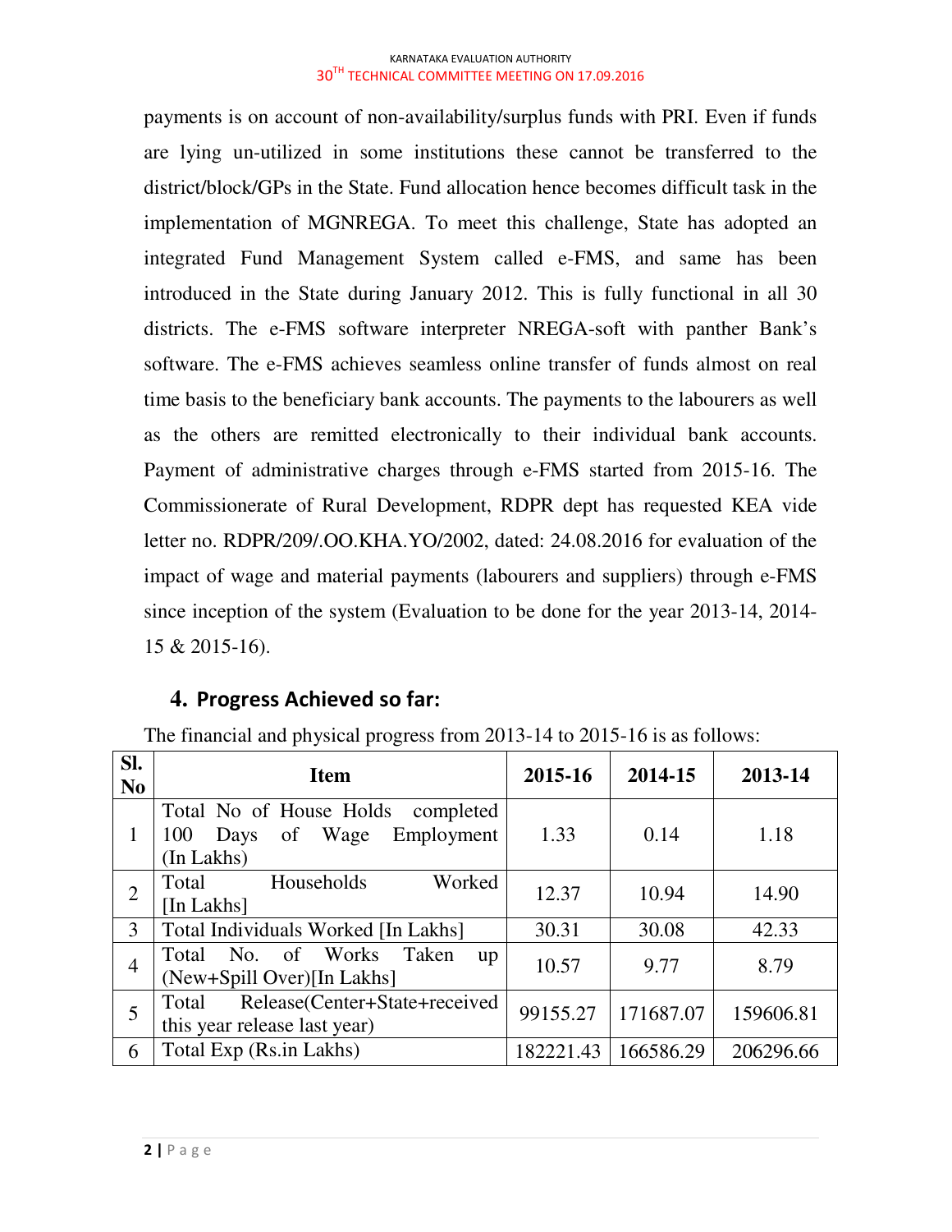payments is on account of non-availability/surplus funds with PRI. Even if funds are lying un-utilized in some institutions these cannot be transferred to the district/block/GPs in the State. Fund allocation hence becomes difficult task in the implementation of MGNREGA. To meet this challenge, State has adopted an integrated Fund Management System called e-FMS, and same has been introduced in the State during January 2012. This is fully functional in all 30 districts. The e-FMS software interpreter NREGA-soft with panther Bank's software. The e-FMS achieves seamless online transfer of funds almost on real time basis to the beneficiary bank accounts. The payments to the labourers as well as the others are remitted electronically to their individual bank accounts. Payment of administrative charges through e-FMS started from 2015-16. The Commissionerate of Rural Development, RDPR dept has requested KEA vide letter no. RDPR/209/.OO.KHA.YO/2002, dated: 24.08.2016 for evaluation of the impact of wage and material payments (labourers and suppliers) through e-FMS since inception of the system (Evaluation to be done for the year 2013-14, 2014-15 & 2015-16).

## 4. Progress Achieved so far:

The financial and physical progress from 2013-14 to 2015-16 is as follows:

| Sl. No | Item | 2015-16 | 2014-15 | 2013-14 |
|---|---|---|---|---|
| 1 | Total No of House Holds completed 100 Days of Wage Employment (In Lakhs) | 1.33 | 0.14 | 1.18 |
| 2 | Total Households Worked [In Lakhs] | 12.37 | 10.94 | 14.90 |
| 3 | Total Individuals Worked [In Lakhs] | 30.31 | 30.08 | 42.33 |
| 4 | Total No. of Works Taken up (New+Spill Over)[In Lakhs] | 10.57 | 9.77 | 8.79 |
| 5 | Total Release(Center+State+received this year release last year) | 99155.27 | 171687.07 | 159606.81 |
| 6 | Total Exp (Rs.in Lakhs) | 182221.43 | 166586.29 | 206296.66 |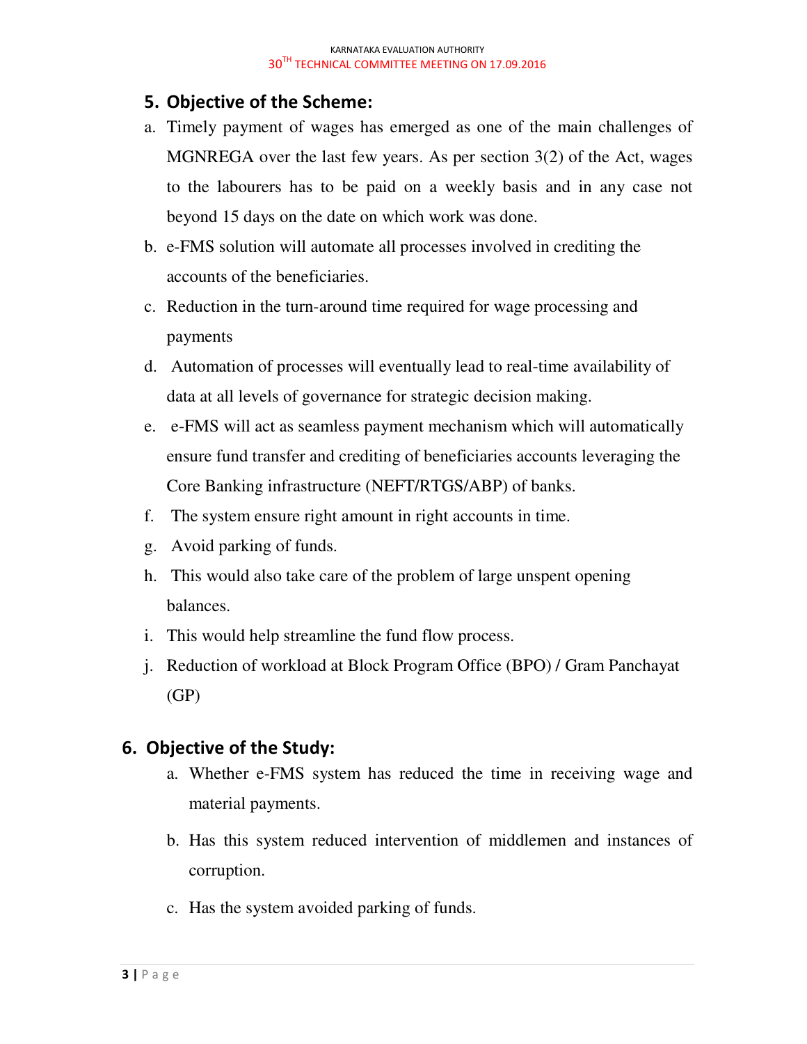## 5. Objective of the Scheme:

a. Timely payment of wages has emerged as one of the main challenges of MGNREGA over the last few years. As per section 3(2) of the Act, wages to the labourers has to be paid on a weekly basis and in any case not beyond 15 days on the date on which work was done.

b. e-FMS solution will automate all processes involved in crediting the accounts of the beneficiaries.

c. Reduction in the turn-around time required for wage processing and payments

d. Automation of processes will eventually lead to real-time availability of data at all levels of governance for strategic decision making.

e. e-FMS will act as seamless payment mechanism which will automatically ensure fund transfer and crediting of beneficiaries accounts leveraging the Core Banking infrastructure (NEFT/RTGS/ABP) of banks.

f. The system ensure right amount in right accounts in time.

g. Avoid parking of funds.

h. This would also take care of the problem of large unspent opening balances.

i. This would help streamline the fund flow process.

j. Reduction of workload at Block Program Office (BPO) / Gram Panchayat (GP)

## 6. Objective of the Study:

a. Whether e-FMS system has reduced the time in receiving wage and material payments.

b. Has this system reduced intervention of middlemen and instances of corruption.

c. Has the system avoided parking of funds.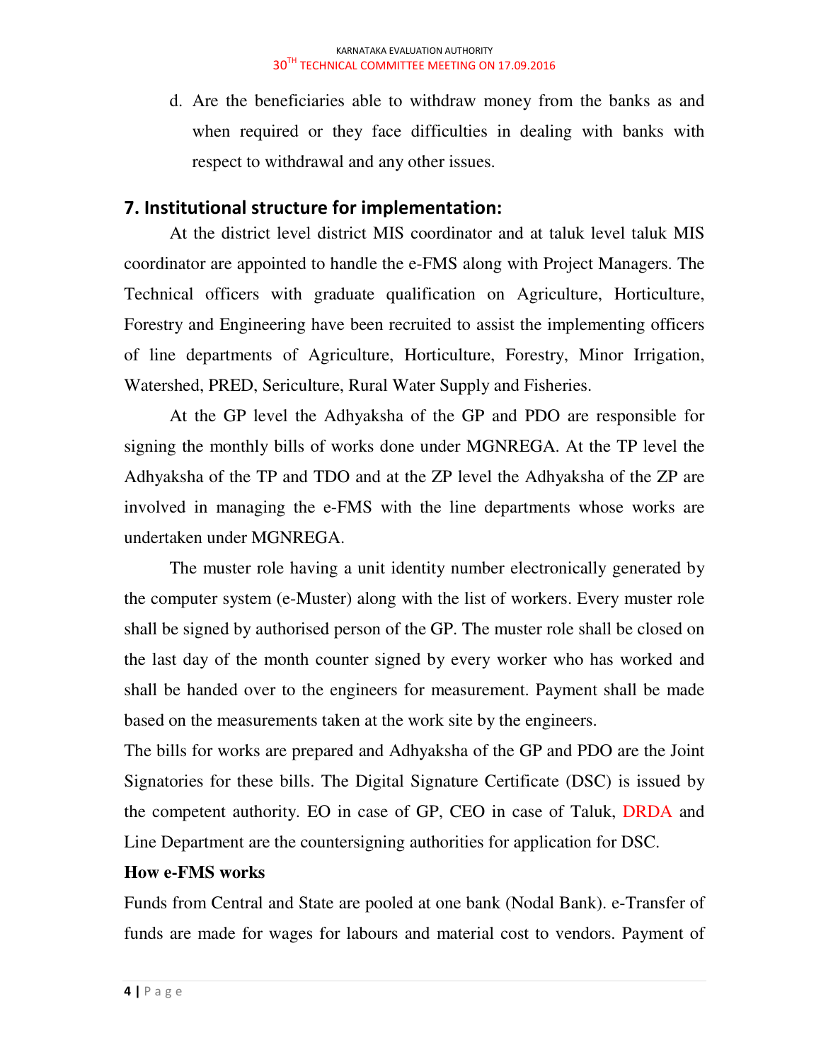d. Are the beneficiaries able to withdraw money from the banks as and when required or they face difficulties in dealing with banks with respect to withdrawal and any other issues.

## 7. Institutional structure for implementation:

At the district level district MIS coordinator and at taluk level taluk MIS coordinator are appointed to handle the e-FMS along with Project Managers. The Technical officers with graduate qualification on Agriculture, Horticulture, Forestry and Engineering have been recruited to assist the implementing officers of line departments of Agriculture, Horticulture, Forestry, Minor Irrigation, Watershed, PRED, Sericulture, Rural Water Supply and Fisheries.

At the GP level the Adhyaksha of the GP and PDO are responsible for signing the monthly bills of works done under MGNREGA. At the TP level the Adhyaksha of the TP and TDO and at the ZP level the Adhyaksha of the ZP are involved in managing the e-FMS with the line departments whose works are undertaken under MGNREGA.

The muster role having a unit identity number electronically generated by the computer system (e-Muster) along with the list of workers. Every muster role shall be signed by authorised person of the GP. The muster role shall be closed on the last day of the month counter signed by every worker who has worked and shall be handed over to the engineers for measurement. Payment shall be made based on the measurements taken at the work site by the engineers.

The bills for works are prepared and Adhyaksha of the GP and PDO are the Joint Signatories for these bills. The Digital Signature Certificate (DSC) is issued by the competent authority. EO in case of GP, CEO in case of Taluk, DRDA and Line Department are the countersigning authorities for application for DSC.

**How e-FMS works**

Funds from Central and State are pooled at one bank (Nodal Bank). e-Transfer of funds are made for wages for labours and material cost to vendors. Payment of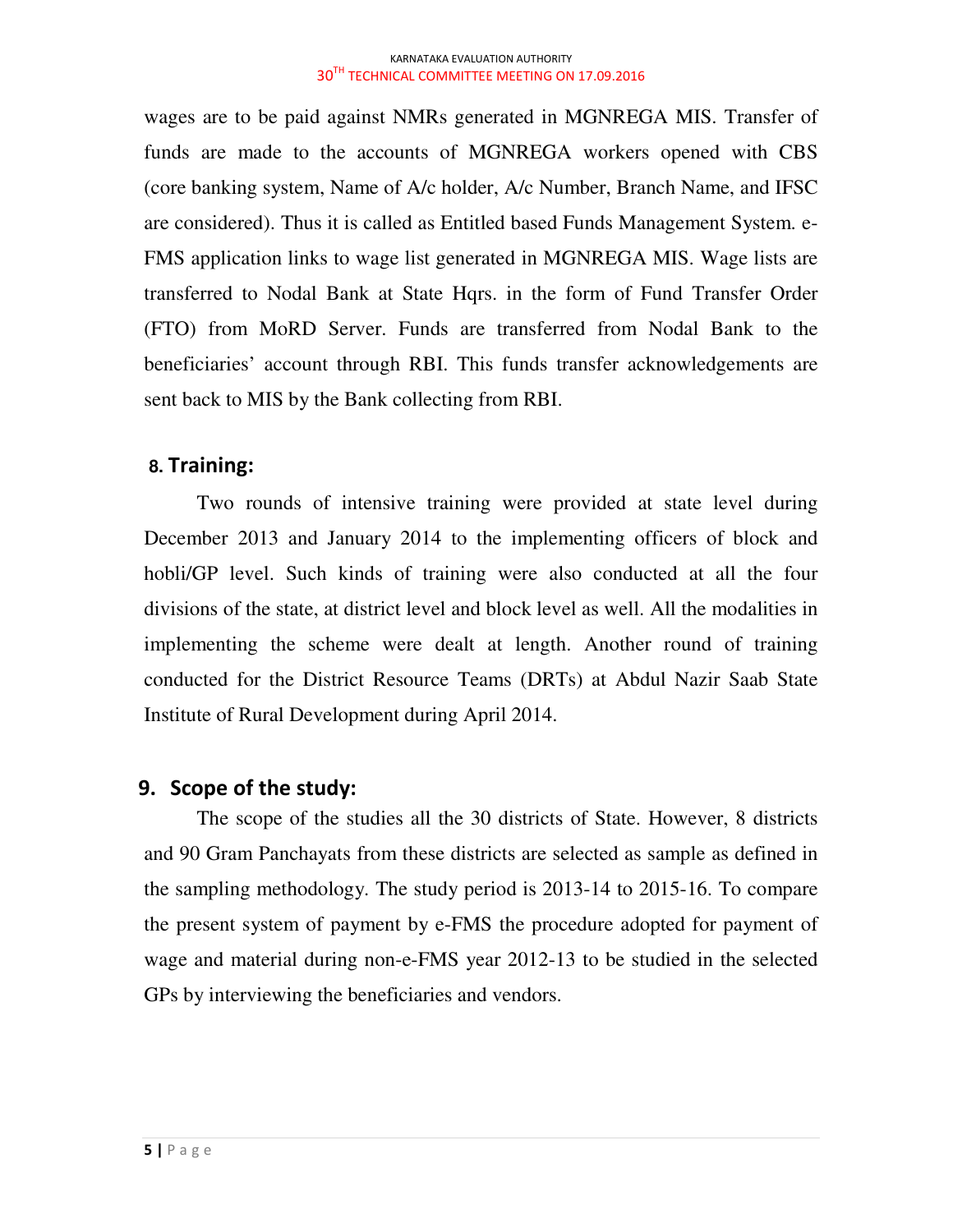wages are to be paid against NMRs generated in MGNREGA MIS. Transfer of funds are made to the accounts of MGNREGA workers opened with CBS (core banking system, Name of A/c holder, A/c Number, Branch Name, and IFSC are considered). Thus it is called as Entitled based Funds Management System. e-FMS application links to wage list generated in MGNREGA MIS. Wage lists are transferred to Nodal Bank at State Hqrs. in the form of Fund Transfer Order (FTO) from MoRD Server. Funds are transferred from Nodal Bank to the beneficiaries' account through RBI. This funds transfer acknowledgements are sent back to MIS by the Bank collecting from RBI.

## 8. Training:

Two rounds of intensive training were provided at state level during December 2013 and January 2014 to the implementing officers of block and hobli/GP level. Such kinds of training were also conducted at all the four divisions of the state, at district level and block level as well. All the modalities in implementing the scheme were dealt at length. Another round of training conducted for the District Resource Teams (DRTs) at Abdul Nazir Saab State Institute of Rural Development during April 2014.

## 9. Scope of the study:

The scope of the studies all the 30 districts of State. However, 8 districts and 90 Gram Panchayats from these districts are selected as sample as defined in the sampling methodology. The study period is 2013-14 to 2015-16. To compare the present system of payment by e-FMS the procedure adopted for payment of wage and material during non-e-FMS year 2012-13 to be studied in the selected GPs by interviewing the beneficiaries and vendors.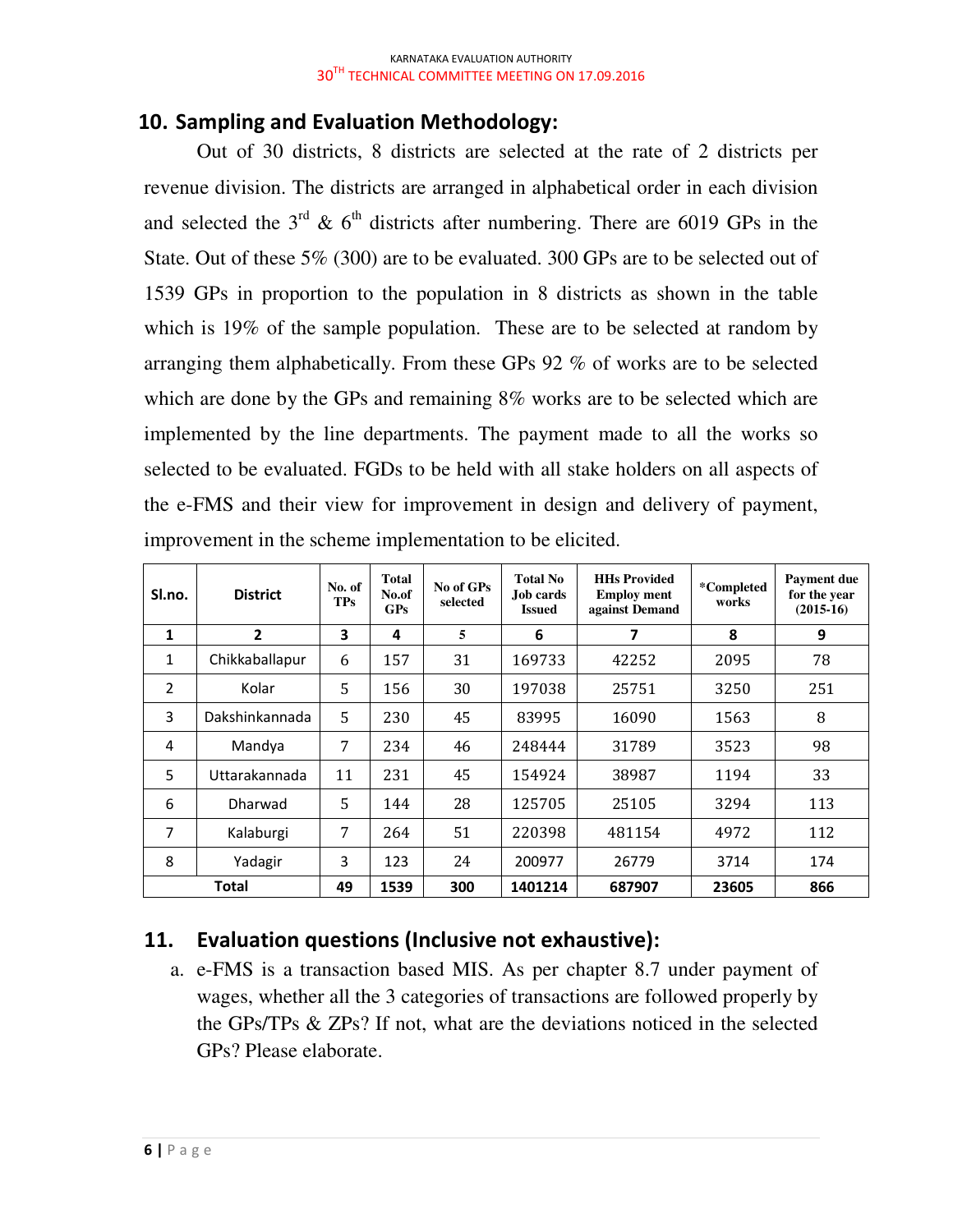## 10. Sampling and Evaluation Methodology:

Out of 30 districts, 8 districts are selected at the rate of 2 districts per revenue division. The districts are arranged in alphabetical order in each division and selected the 3rd & 6th districts after numbering. There are 6019 GPs in the State. Out of these 5% (300) are to be evaluated. 300 GPs are to be selected out of 1539 GPs in proportion to the population in 8 districts as shown in the table which is 19% of the sample population. These are to be selected at random by arranging them alphabetically. From these GPs 92 % of works are to be selected which are done by the GPs and remaining 8% works are to be selected which are implemented by the line departments. The payment made to all the works so selected to be evaluated. FGDs to be held with all stake holders on all aspects of the e-FMS and their view for improvement in design and delivery of payment, improvement in the scheme implementation to be elicited.

| Sl.no. | District | No. of TPs | Total No.of GPs | No of GPs selected | Total No Job cards Issued | HHs Provided Employ ment against Demand | *Completed works | Payment due for the year (2015-16) |
|---|---|---|---|---|---|---|---|---|
| **1** | **2** | **3** | **4** | **5** | **6** | **7** | **8** | **9** |
| 1 | Chikkaballapur | 6 | 157 | 31 | 169733 | 42252 | 2095 | 78 |
| 2 | Kolar | 5 | 156 | 30 | 197038 | 25751 | 3250 | 251 |
| 3 | Dakshinkannada | 5 | 230 | 45 | 83995 | 16090 | 1563 | 8 |
| 4 | Mandya | 7 | 234 | 46 | 248444 | 31789 | 3523 | 98 |
| 5 | Uttarakannada | 11 | 231 | 45 | 154924 | 38987 | 1194 | 33 |
| 6 | Dharwad | 5 | 144 | 28 | 125705 | 25105 | 3294 | 113 |
| 7 | Kalaburgi | 7 | 264 | 51 | 220398 | 481154 | 4972 | 112 |
| 8 | Yadagir | 3 | 123 | 24 | 200977 | 26779 | 3714 | 174 |
| **Total** | | **49** | **1539** | **300** | **1401214** | **687907** | **23605** | **866** |

## 11. Evaluation questions (Inclusive not exhaustive):

a. e-FMS is a transaction based MIS. As per chapter 8.7 under payment of wages, whether all the 3 categories of transactions are followed properly by the GPs/TPs & ZPs? If not, what are the deviations noticed in the selected GPs? Please elaborate.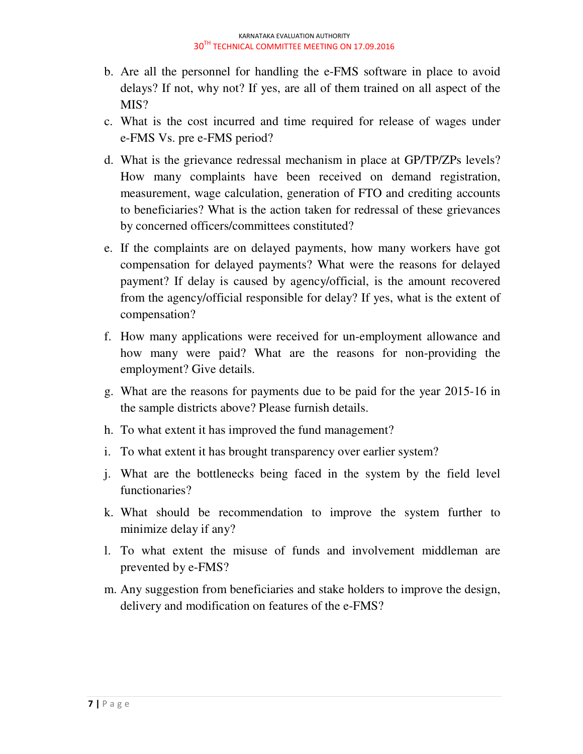b. Are all the personnel for handling the e-FMS software in place to avoid delays? If not, why not? If yes, are all of them trained on all aspect of the MIS?

c. What is the cost incurred and time required for release of wages under e-FMS Vs. pre e-FMS period?

d. What is the grievance redressal mechanism in place at GP/TP/ZPs levels? How many complaints have been received on demand registration, measurement, wage calculation, generation of FTO and crediting accounts to beneficiaries? What is the action taken for redressal of these grievances by concerned officers/committees constituted?

e. If the complaints are on delayed payments, how many workers have got compensation for delayed payments? What were the reasons for delayed payment? If delay is caused by agency/official, is the amount recovered from the agency/official responsible for delay? If yes, what is the extent of compensation?

f. How many applications were received for un-employment allowance and how many were paid? What are the reasons for non-providing the employment? Give details.

g. What are the reasons for payments due to be paid for the year 2015-16 in the sample districts above? Please furnish details.

h. To what extent it has improved the fund management?

i. To what extent it has brought transparency over earlier system?

j. What are the bottlenecks being faced in the system by the field level functionaries?

k. What should be recommendation to improve the system further to minimize delay if any?

l. To what extent the misuse of funds and involvement middleman are prevented by e-FMS?

m. Any suggestion from beneficiaries and stake holders to improve the design, delivery and modification on features of the e-FMS?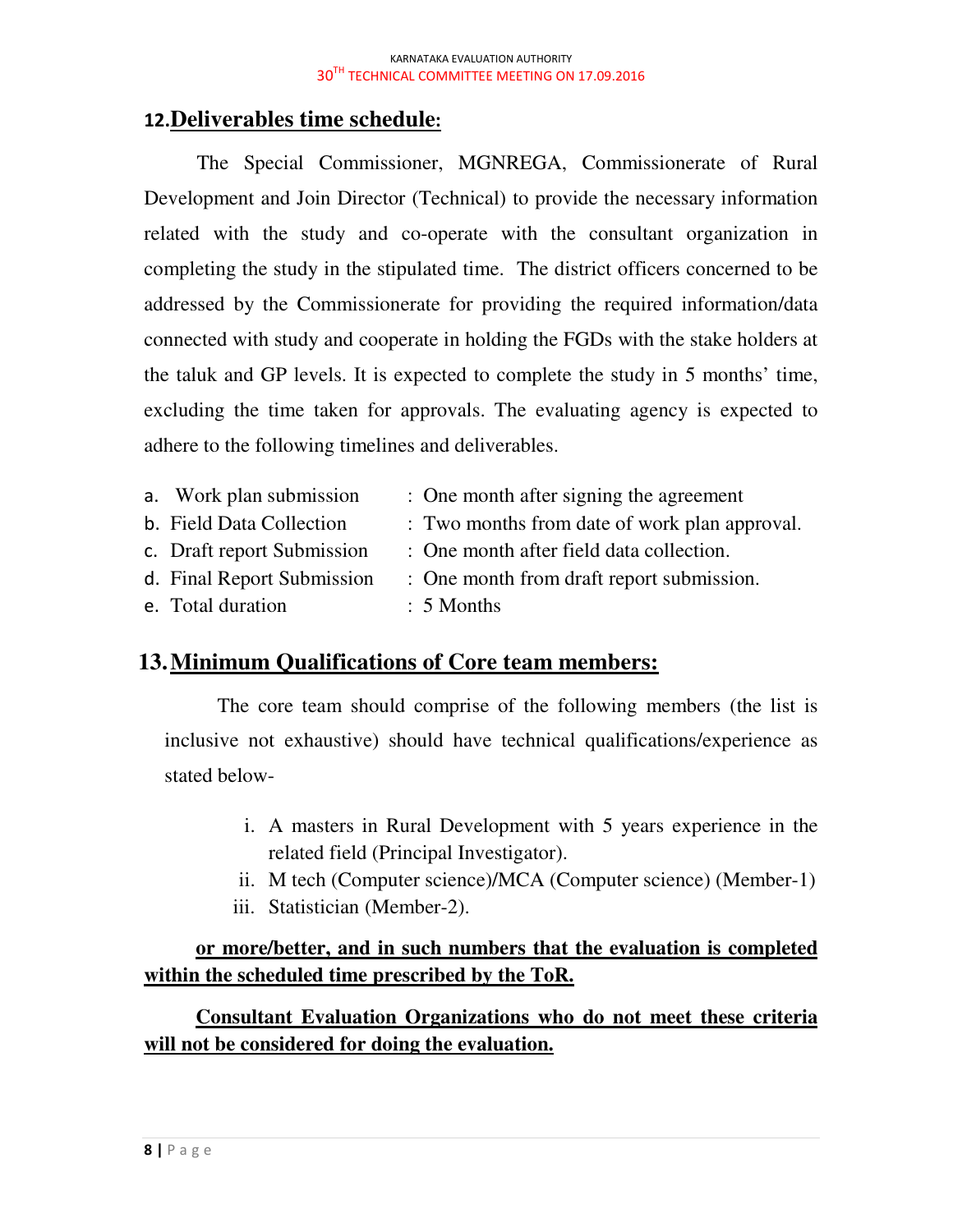## 12. Deliverables time schedule:

The Special Commissioner, MGNREGA, Commissionerate of Rural Development and Join Director (Technical) to provide the necessary information related with the study and co-operate with the consultant organization in completing the study in the stipulated time. The district officers concerned to be addressed by the Commissionerate for providing the required information/data connected with study and cooperate in holding the FGDs with the stake holders at the taluk and GP levels. It is expected to complete the study in 5 months' time, excluding the time taken for approvals. The evaluating agency is expected to adhere to the following timelines and deliverables.

a. Work plan submission : One month after signing the agreement
b. Field Data Collection : Two months from date of work plan approval.
c. Draft report Submission : One month after field data collection.
d. Final Report Submission : One month from draft report submission.
e. Total duration : 5 Months

## 13. Minimum Qualifications of Core team members:

The core team should comprise of the following members (the list is inclusive not exhaustive) should have technical qualifications/experience as stated below-

i. A masters in Rural Development with 5 years experience in the related field (Principal Investigator).
ii. M tech (Computer science)/MCA (Computer science) (Member-1)
iii. Statistician (Member-2).

**or more/better, and in such numbers that the evaluation is completed within the scheduled time prescribed by the ToR.**

**Consultant Evaluation Organizations who do not meet these criteria will not be considered for doing the evaluation.**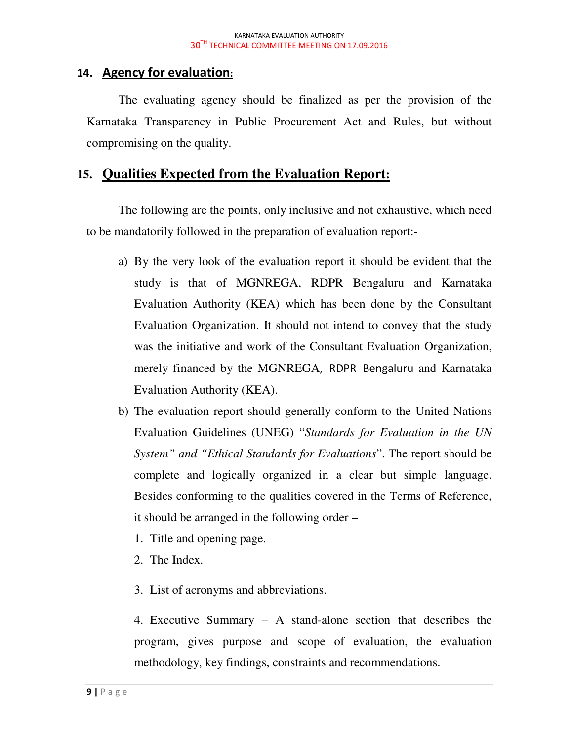## 14. Agency for evaluation:

The evaluating agency should be finalized as per the provision of the Karnataka Transparency in Public Procurement Act and Rules, but without compromising on the quality.

## 15. Qualities Expected from the Evaluation Report:

The following are the points, only inclusive and not exhaustive, which need to be mandatorily followed in the preparation of evaluation report:-

a) By the very look of the evaluation report it should be evident that the study is that of MGNREGA, RDPR Bengaluru and Karnataka Evaluation Authority (KEA) which has been done by the Consultant Evaluation Organization. It should not intend to convey that the study was the initiative and work of the Consultant Evaluation Organization, merely financed by the MGNREGA, RDPR Bengaluru and Karnataka Evaluation Authority (KEA).

b) The evaluation report should generally conform to the United Nations Evaluation Guidelines (UNEG) "*Standards for Evaluation in the UN System" and "Ethical Standards for Evaluations*". The report should be complete and logically organized in a clear but simple language. Besides conforming to the qualities covered in the Terms of Reference, it should be arranged in the following order –

1. Title and opening page.
2. The Index.
3. List of acronyms and abbreviations.
4. Executive Summary – A stand-alone section that describes the program, gives purpose and scope of evaluation, the evaluation methodology, key findings, constraints and recommendations.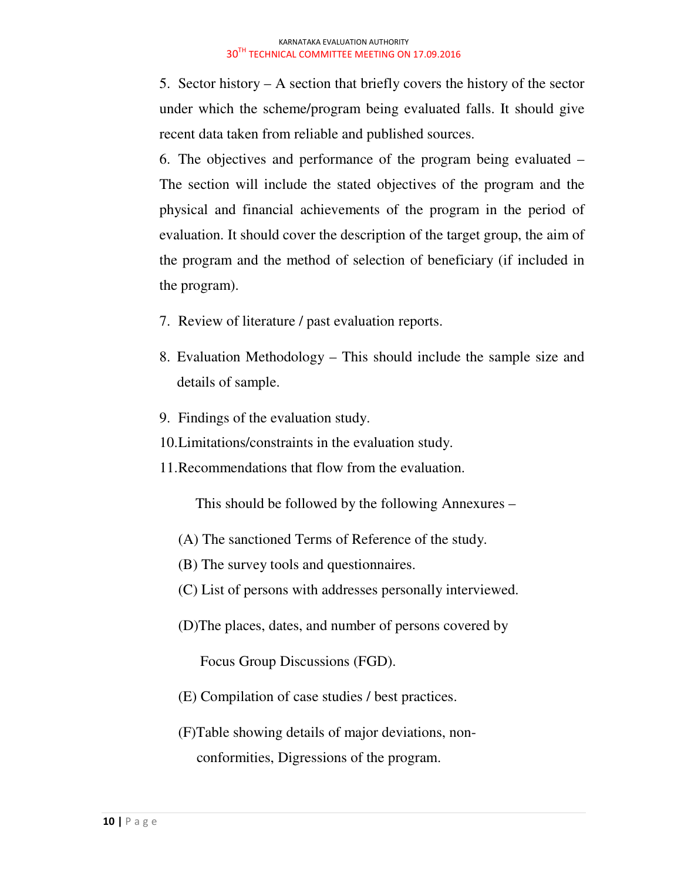5. Sector history – A section that briefly covers the history of the sector under which the scheme/program being evaluated falls. It should give recent data taken from reliable and published sources.
6. The objectives and performance of the program being evaluated – The section will include the stated objectives of the program and the physical and financial achievements of the program in the period of evaluation. It should cover the description of the target group, the aim of the program and the method of selection of beneficiary (if included in the program).
7. Review of literature / past evaluation reports.
8. Evaluation Methodology – This should include the sample size and details of sample.
9. Findings of the evaluation study.
10. Limitations/constraints in the evaluation study.
11. Recommendations that flow from the evaluation.

This should be followed by the following Annexures –

(A) The sanctioned Terms of Reference of the study.

(B) The survey tools and questionnaires.

(C) List of persons with addresses personally interviewed.

(D) The places, dates, and number of persons covered by Focus Group Discussions (FGD).

(E) Compilation of case studies / best practices.

(F) Table showing details of major deviations, non-conformities, Digressions of the program.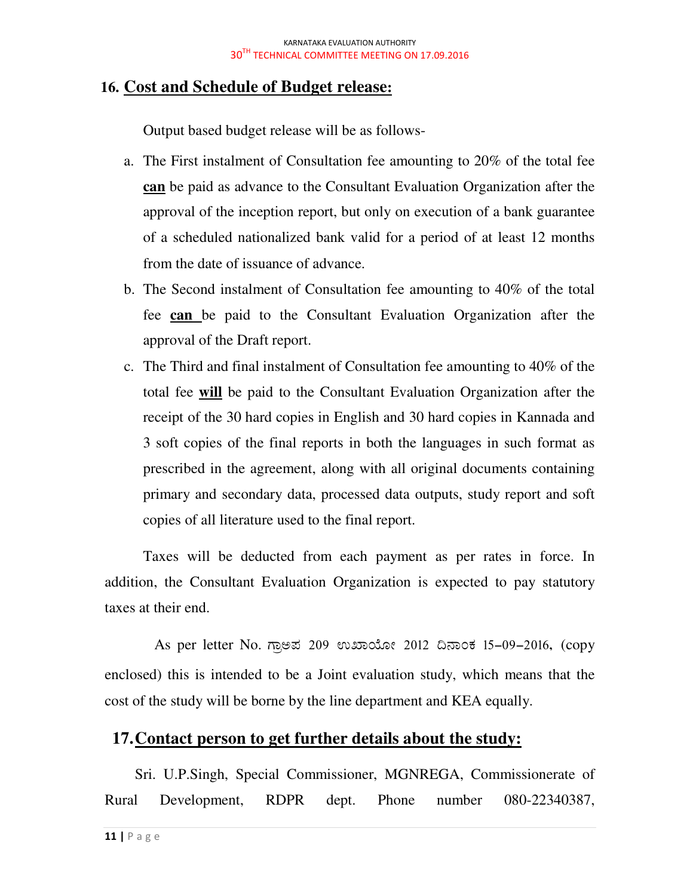## 16. Cost and Schedule of Budget release:

Output based budget release will be as follows-

a. The First instalment of Consultation fee amounting to 20% of the total fee **can** be paid as advance to the Consultant Evaluation Organization after the approval of the inception report, but only on execution of a bank guarantee of a scheduled nationalized bank valid for a period of at least 12 months from the date of issuance of advance.

b. The Second instalment of Consultation fee amounting to 40% of the total fee **can** be paid to the Consultant Evaluation Organization after the approval of the Draft report.

c. The Third and final instalment of Consultation fee amounting to 40% of the total fee **will** be paid to the Consultant Evaluation Organization after the receipt of the 30 hard copies in English and 30 hard copies in Kannada and 3 soft copies of the final reports in both the languages in such format as prescribed in the agreement, along with all original documents containing primary and secondary data, processed data outputs, study report and soft copies of all literature used to the final report.

Taxes will be deducted from each payment as per rates in force. In addition, the Consultant Evaluation Organization is expected to pay statutory taxes at their end.

As per letter No. ಗ್ರಾಅಪ 209 ಉಖಾಯೋ 2012 ದಿನಾಂಕ 15-09-2016, (copy enclosed) this is intended to be a Joint evaluation study, which means that the cost of the study will be borne by the line department and KEA equally.

## 17. Contact person to get further details about the study:

Sri. U.P.Singh, Special Commissioner, MGNREGA, Commissionerate of Rural Development, RDPR dept. Phone number 080-22340387,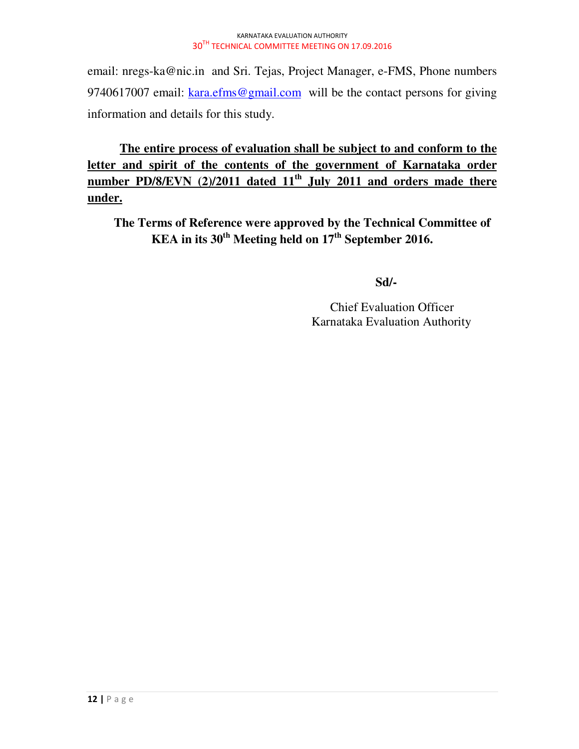email: nregs-ka@nic.in and Sri. Tejas, Project Manager, e-FMS, Phone numbers 9740617007 email: kara.efms@gmail.com will be the contact persons for giving information and details for this study.

**The entire process of evaluation shall be subject to and conform to the letter and spirit of the contents of the government of Karnataka order number PD/8/EVN (2)/2011 dated 11th July 2011 and orders made there under.**

**The Terms of Reference were approved by the Technical Committee of KEA in its 30th Meeting held on 17th September 2016.**

**Sd/-**

Chief Evaluation Officer
Karnataka Evaluation Authority